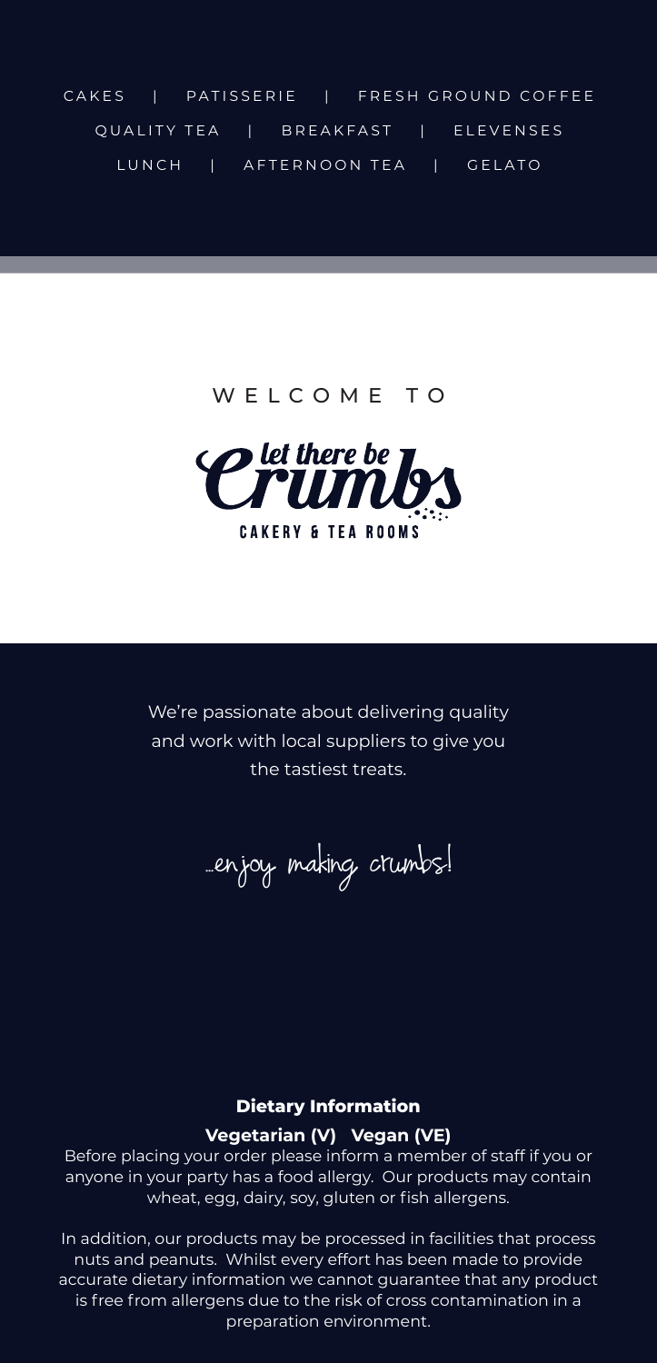CAKES | PATISSERIE | FRESH GROUND COFFEE

QUALITY TEA | BREAKFAST | ELEVENSES

LUNCH | AFTERNOON TEA | GELATO

WELCOME TO

# let there be Crumbs

CAKERY & TEA ROOMS

We're passionate about delivering quality and work with local suppliers to give you the tastiest treats.

...enjoy making crumbs!

**Dietary Information**

**Vegetarian (V) Vegan (VE)**

Before placing your order please inform a member of staff if you or anyone in your party has a food allergy. Our products may contain wheat, egg, dairy, soy, gluten or fish allergens.

In addition, our products may be processed in facilities that process nuts and peanuts. Whilst every effort has been made to provide accurate dietary information we cannot guarantee that any product is free from allergens due to the risk of cross contamination in a preparation environment.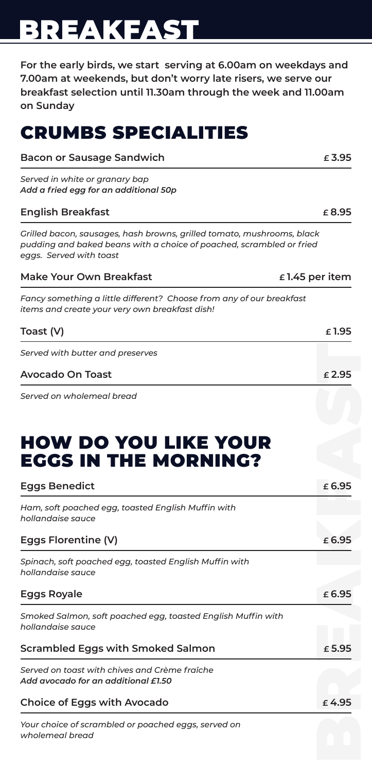# BREAKFAST

**For the early birds, we start serving at 6.00am on weekdays and 7.00am at weekends, but don't worry late risers, we serve our breakfast selection until 11.30am through the week and 11.00am on Sunday**

## CRUMBS SPECIALITIES

**Bacon or Sausage Sandwich** **£3.95**

*Served in white or granary bap*
***Add a fried egg for an additional 50p***

**English Breakfast** **£8.95**

*Grilled bacon, sausages, hash browns, grilled tomato, mushrooms, black pudding and baked beans with a choice of poached, scrambled or fried eggs. Served with toast*

**Make Your Own Breakfast** **£1.45 per item**

*Fancy something a little different? Choose from any of our breakfast items and create your very own breakfast dish!*

**Toast (V)** **£1.95**

*Served with butter and preserves*

**Avocado On Toast** **£2.95**

*Served on wholemeal bread*

## HOW DO YOU LIKE YOUR EGGS IN THE MORNING?

**Eggs Benedict** **£6.95**

*Ham, soft poached egg, toasted English Muffin with hollandaise sauce*

**Eggs Florentine (V)** **£6.95**

*Spinach, soft poached egg, toasted English Muffin with hollandaise sauce*

**Eggs Royale** **£6.95**

*Smoked Salmon, soft poached egg, toasted English Muffin with hollandaise sauce*

**Scrambled Eggs with Smoked Salmon** **£5.95**

*Served on toast with chives and Crème fraîche*
***Add avocado for an additional £1.50***

**Choice of Eggs with Avocado** **£4.95**

*Your choice of scrambled or poached eggs, served on wholemeal bread*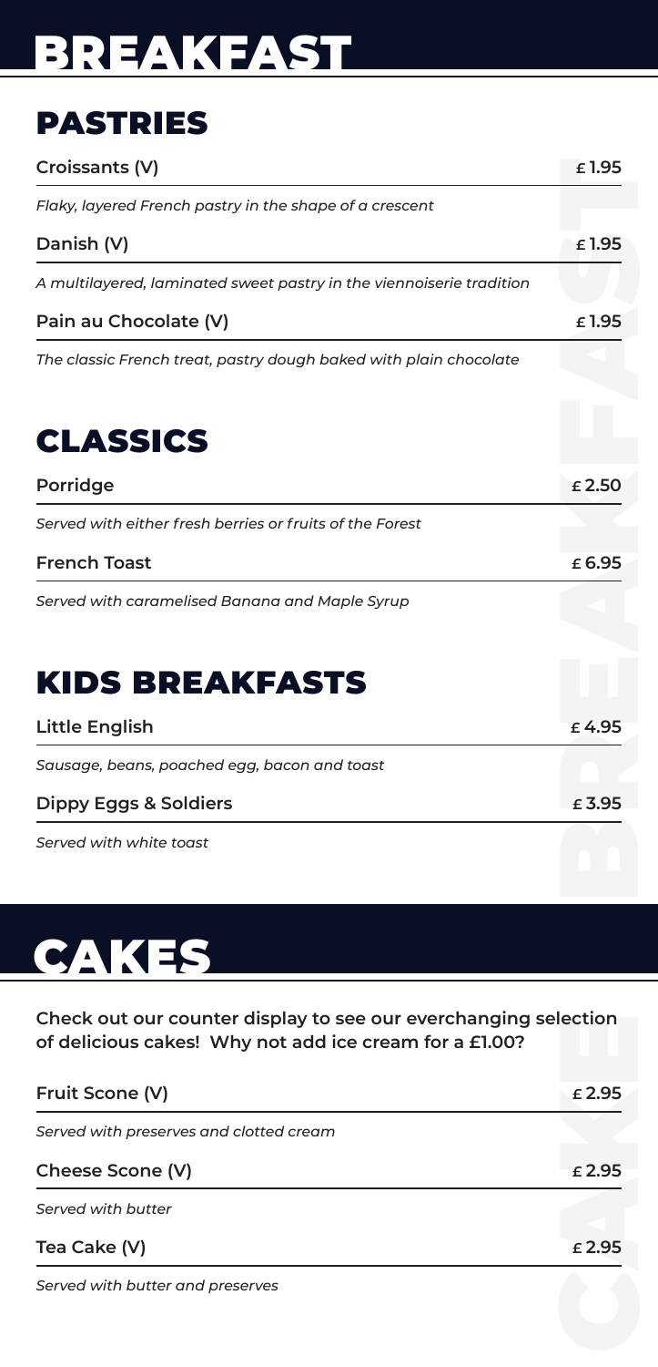# BREAKFAST

## PASTRIES

**Croissants (V)** £1.95

*Flaky, layered French pastry in the shape of a crescent*

**Danish (V)** £1.95

*A multilayered, laminated sweet pastry in the viennoiserie tradition*

**Pain au Chocolate (V)** £1.95

*The classic French treat, pastry dough baked with plain chocolate*

## CLASSICS

**Porridge** £2.50

*Served with either fresh berries or fruits of the Forest*

**French Toast** £6.95

*Served with caramelised Banana and Maple Syrup*

## KIDS BREAKFASTS

**Little English** £4.95

*Sausage, beans, poached egg, bacon and toast*

**Dippy Eggs & Soldiers** £3.95

*Served with white toast*

# CAKES

**Check out our counter display to see our everchanging selection of delicious cakes! Why not add ice cream for a £1.00?**

**Fruit Scone (V)** £2.95

*Served with preserves and clotted cream*

**Cheese Scone (V)** £2.95

*Served with butter*

**Tea Cake (V)** £2.95

*Served with butter and preserves*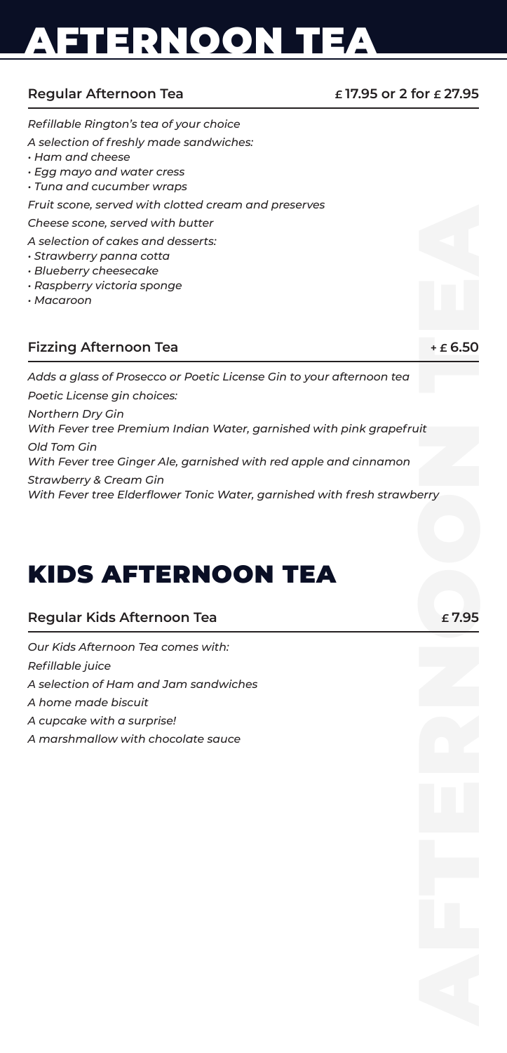# AFTERNOON TEA

## Regular Afternoon Tea — £ 17.95 or 2 for £ 27.95

*Refillable Rington's tea of your choice*

*A selection of freshly made sandwiches:*

- *Ham and cheese*
- *Egg mayo and water cress*
- *Tuna and cucumber wraps*

*Fruit scone, served with clotted cream and preserves*

*Cheese scone, served with butter*

*A selection of cakes and desserts:*

- *Strawberry panna cotta*
- *Blueberry cheesecake*
- *Raspberry victoria sponge*
- *Macaroon*

## Fizzing Afternoon Tea — + £ 6.50

*Adds a glass of Prosecco or Poetic License Gin to your afternoon tea*

*Poetic License gin choices:*

*Northern Dry Gin*
*With Fever tree Premium Indian Water, garnished with pink grapefruit*

*Old Tom Gin*
*With Fever tree Ginger Ale, garnished with red apple and cinnamon*

*Strawberry & Cream Gin*
*With Fever tree Elderflower Tonic Water, garnished with fresh strawberry*

# KIDS AFTERNOON TEA

## Regular Kids Afternoon Tea — £ 7.95

*Our Kids Afternoon Tea comes with:*

*Refillable juice*

*A selection of Ham and Jam sandwiches*

*A home made biscuit*

*A cupcake with a surprise!*

*A marshmallow with chocolate sauce*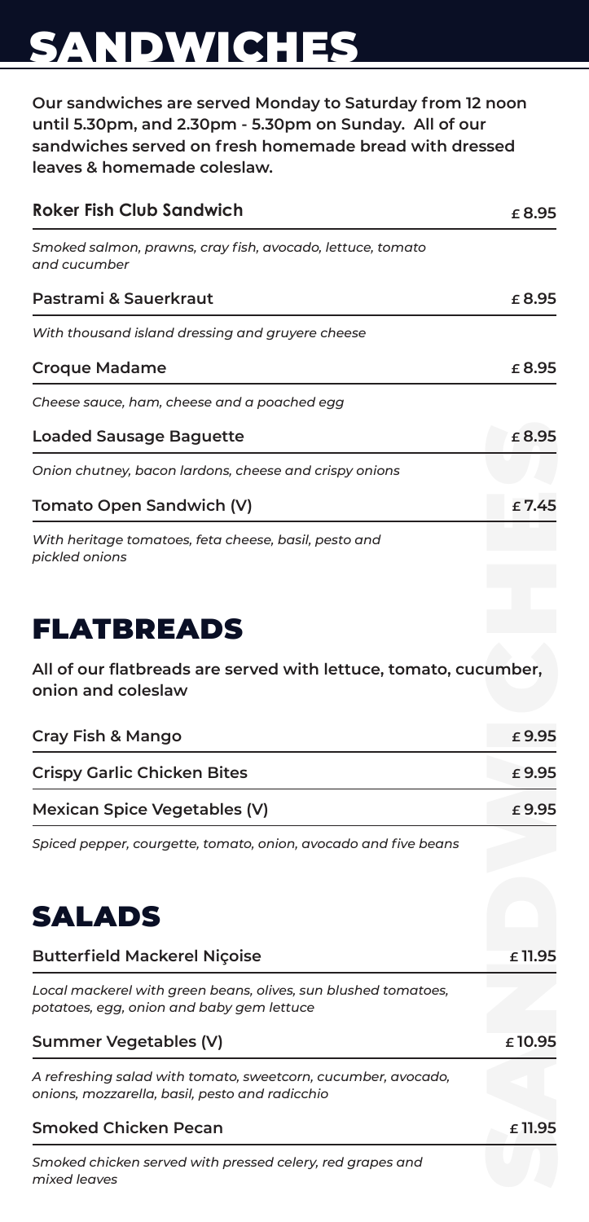# SANDWICHES

**Our sandwiches are served Monday to Saturday from 12 noon until 5.30pm, and 2.30pm - 5.30pm on Sunday. All of our sandwiches served on fresh homemade bread with dressed leaves & homemade coleslaw.**

**Roker Fish Club Sandwich** — £8.95

*Smoked salmon, prawns, cray fish, avocado, lettuce, tomato and cucumber*

**Pastrami & Sauerkraut** — £8.95

*With thousand island dressing and gruyere cheese*

**Croque Madame** — £8.95

*Cheese sauce, ham, cheese and a poached egg*

**Loaded Sausage Baguette** — £8.95

*Onion chutney, bacon lardons, cheese and crispy onions*

**Tomato Open Sandwich (V)** — £7.45

*With heritage tomatoes, feta cheese, basil, pesto and pickled onions*

# FLATBREADS

**All of our flatbreads are served with lettuce, tomato, cucumber, onion and coleslaw**

**Cray Fish & Mango** — £9.95

**Crispy Garlic Chicken Bites** — £9.95

**Mexican Spice Vegetables (V)** — £9.95

*Spiced pepper, courgette, tomato, onion, avocado and five beans*

# SALADS

**Butterfield Mackerel Niçoise** — £11.95

*Local mackerel with green beans, olives, sun blushed tomatoes, potatoes, egg, onion and baby gem lettuce*

**Summer Vegetables (V)** — £10.95

*A refreshing salad with tomato, sweetcorn, cucumber, avocado, onions, mozzarella, basil, pesto and radicchio*

**Smoked Chicken Pecan** — £11.95

*Smoked chicken served with pressed celery, red grapes and mixed leaves*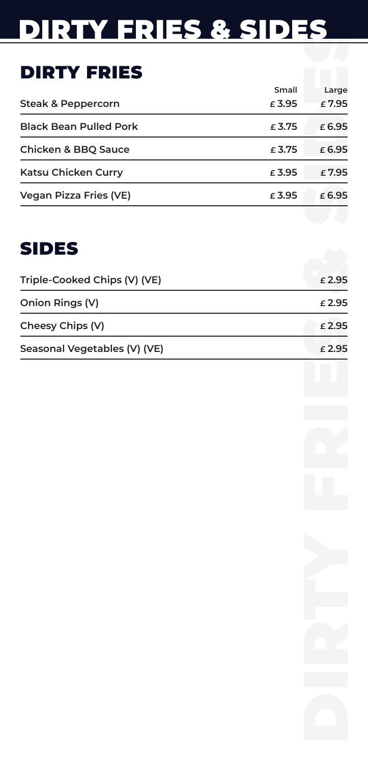# DIRTY FRIES & SIDES

## DIRTY FRIES

| | Small | Large |
|---|---|---|
| Steak & Peppercorn | £3.95 | £7.95 |
| Black Bean Pulled Pork | £3.75 | £6.95 |
| Chicken & BBQ Sauce | £3.75 | £6.95 |
| Katsu Chicken Curry | £3.95 | £7.95 |
| Vegan Pizza Fries (VE) | £3.95 | £6.95 |

## SIDES

| | |
|---|---|
| Triple-Cooked Chips (V) (VE) | £2.95 |
| Onion Rings (V) | £2.95 |
| Cheesy Chips (V) | £2.95 |
| Seasonal Vegetables (V) (VE) | £2.95 |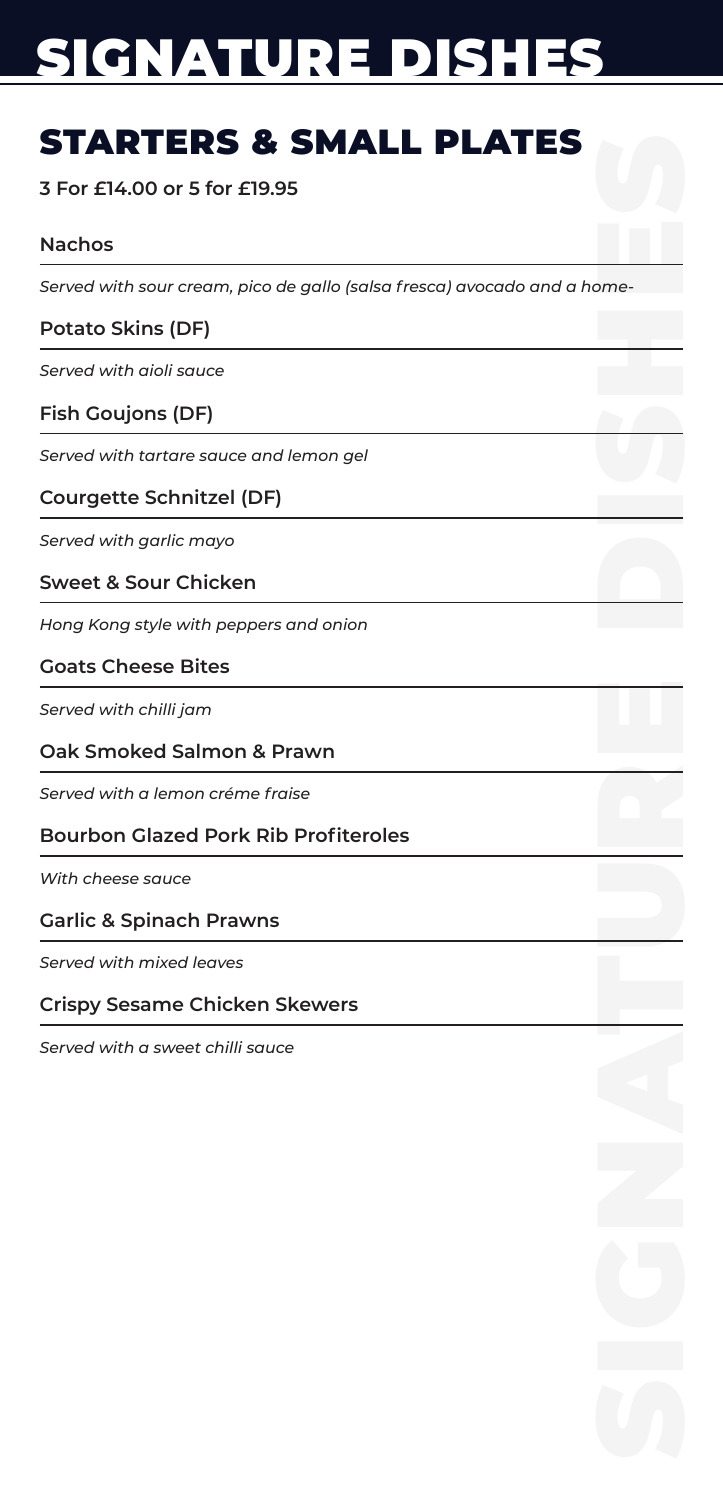# SIGNATURE DISHES

## STARTERS & SMALL PLATES

**3 For £14.00 or 5 for £19.95**

**Nachos**

*Served with sour cream, pico de gallo (salsa fresca) avocado and a home-*

**Potato Skins (DF)**

*Served with aioli sauce*

**Fish Goujons (DF)**

*Served with tartare sauce and lemon gel*

**Courgette Schnitzel (DF)**

*Served with garlic mayo*

**Sweet & Sour Chicken**

*Hong Kong style with peppers and onion*

**Goats Cheese Bites**

*Served with chilli jam*

**Oak Smoked Salmon & Prawn**

*Served with a lemon créme fraise*

**Bourbon Glazed Pork Rib Profiteroles**

*With cheese sauce*

**Garlic & Spinach Prawns**

*Served with mixed leaves*

**Crispy Sesame Chicken Skewers**

*Served with a sweet chilli sauce*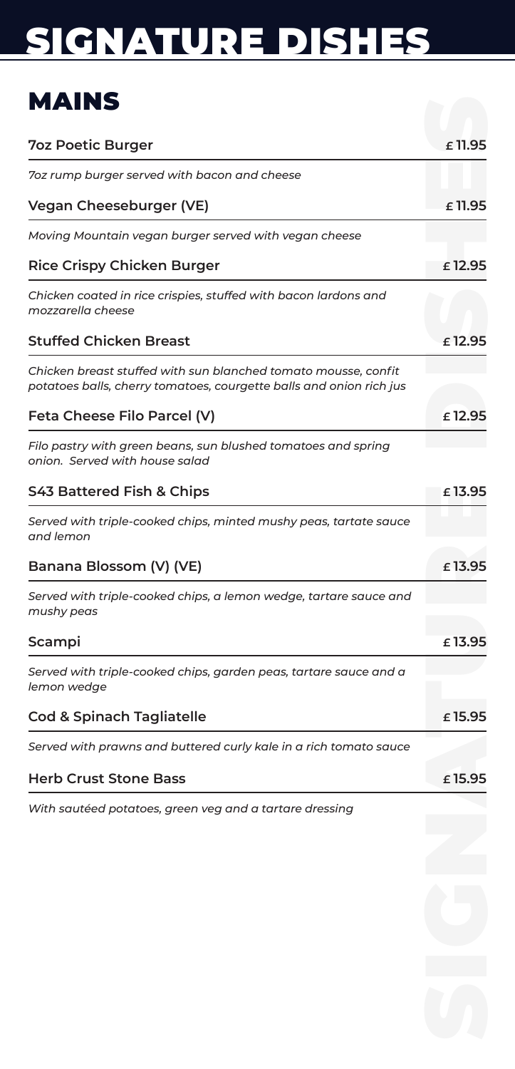# SIGNATURE DISHES

## MAINS

**7oz Poetic Burger** £11.95

*7oz rump burger served with bacon and cheese*

**Vegan Cheeseburger (VE)** £11.95

*Moving Mountain vegan burger served with vegan cheese*

**Rice Crispy Chicken Burger** £12.95

*Chicken coated in rice crispies, stuffed with bacon lardons and mozzarella cheese*

**Stuffed Chicken Breast** £12.95

*Chicken breast stuffed with sun blanched tomato mousse, confit potatoes balls, cherry tomatoes, courgette balls and onion rich jus*

**Feta Cheese Filo Parcel (V)** £12.95

*Filo pastry with green beans, sun blushed tomatoes and spring onion. Served with house salad*

**S43 Battered Fish & Chips** £13.95

*Served with triple-cooked chips, minted mushy peas, tartate sauce and lemon*

**Banana Blossom (V) (VE)** £13.95

*Served with triple-cooked chips, a lemon wedge, tartare sauce and mushy peas*

**Scampi** £13.95

*Served with triple-cooked chips, garden peas, tartare sauce and a lemon wedge*

**Cod & Spinach Tagliatelle** £15.95

*Served with prawns and buttered curly kale in a rich tomato sauce*

**Herb Crust Stone Bass** £15.95

*With sautéed potatoes, green veg and a tartare dressing*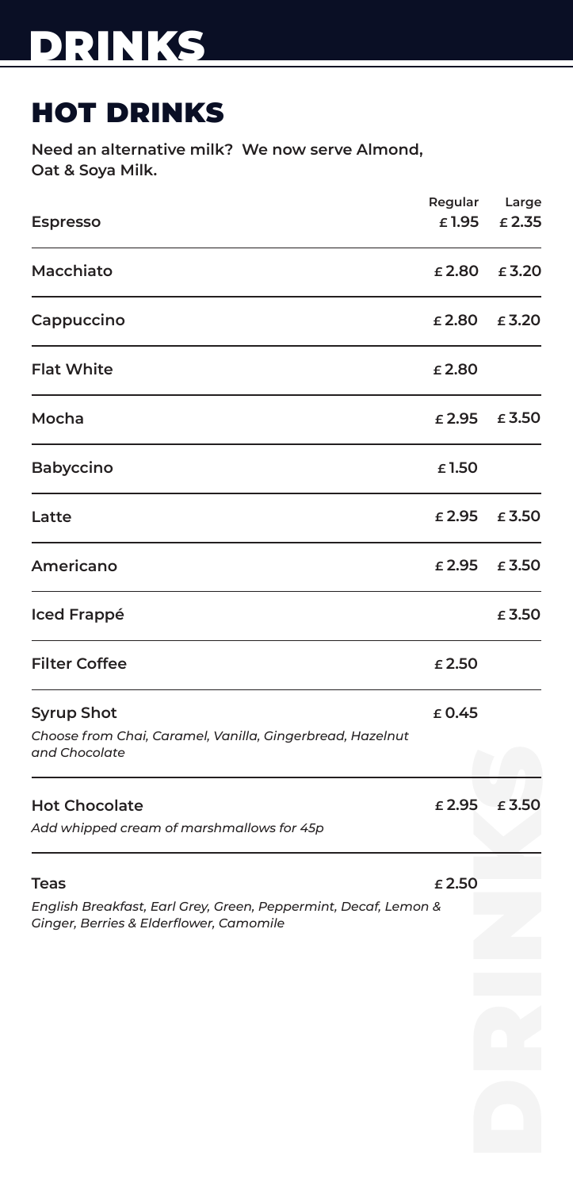# DRINKS

## HOT DRINKS

**Need an alternative milk? We now serve Almond, Oat & Soya Milk.**

| | Regular | Large |
|---|---|---|
| **Espresso** | £1.95 | £2.35 |
| **Macchiato** | £2.80 | £3.20 |
| **Cappuccino** | £2.80 | £3.20 |
| **Flat White** | £2.80 | |
| **Mocha** | £2.95 | £3.50 |
| **Babyccino** | £1.50 | |
| **Latte** | £2.95 | £3.50 |
| **Americano** | £2.95 | £3.50 |
| **Iced Frappé** | | £3.50 |
| **Filter Coffee** | £2.50 | |
| **Syrup Shot** *Choose from Chai, Caramel, Vanilla, Gingerbread, Hazelnut and Chocolate* | £0.45 | |
| **Hot Chocolate** *Add whipped cream of marshmallows for 45p* | £2.95 | £3.50 |
| **Teas** *English Breakfast, Earl Grey, Green, Peppermint, Decaf, Lemon & Ginger, Berries & Elderflower, Camomile* | £2.50 | |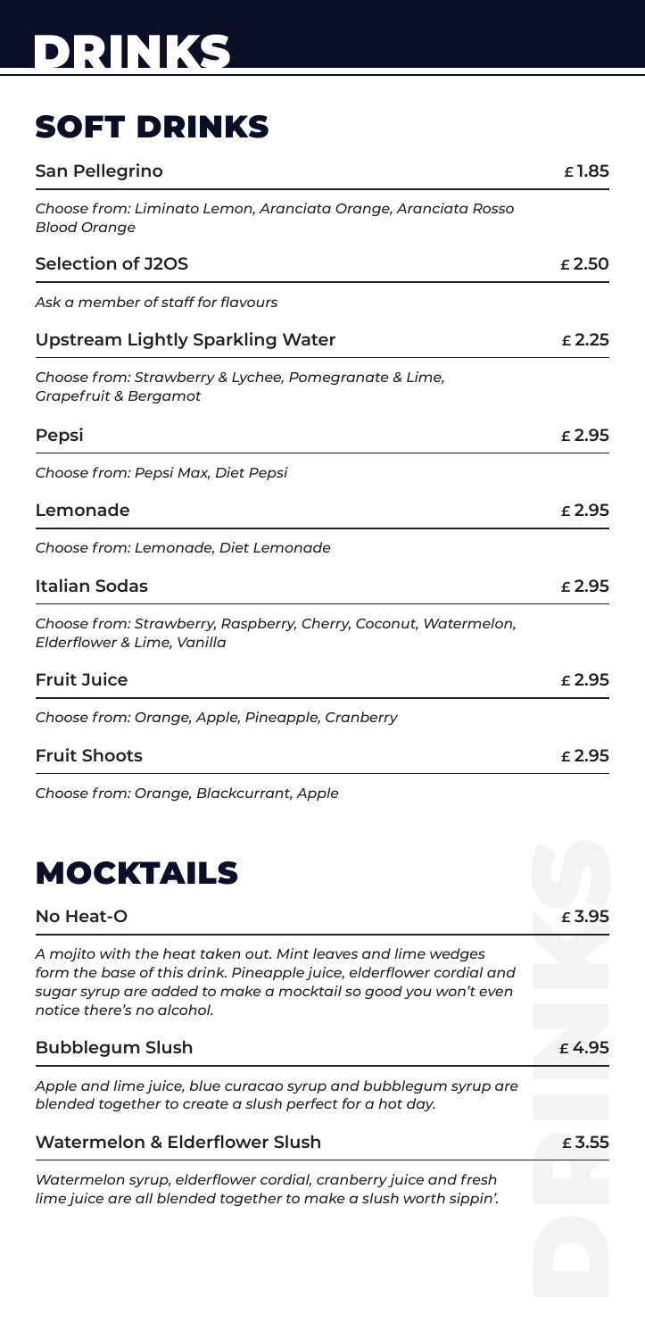# DRINKS

## SOFT DRINKS

**San Pellegrino** £1.85

*Choose from: Liminato Lemon, Aranciata Orange, Aranciata Rosso Blood Orange*

**Selection of J2OS** £2.50

*Ask a member of staff for flavours*

**Upstream Lightly Sparkling Water** £2.25

*Choose from: Strawberry & Lychee, Pomegranate & Lime, Grapefruit & Bergamot*

**Pepsi** £2.95

*Choose from: Pepsi Max, Diet Pepsi*

**Lemonade** £2.95

*Choose from: Lemonade, Diet Lemonade*

**Italian Sodas** £2.95

*Choose from: Strawberry, Raspberry, Cherry, Coconut, Watermelon, Elderflower & Lime, Vanilla*

**Fruit Juice** £2.95

*Choose from: Orange, Apple, Pineapple, Cranberry*

**Fruit Shoots** £2.95

*Choose from: Orange, Blackcurrant, Apple*

## MOCKTAILS

**No Heat-O** £3.95

*A mojito with the heat taken out. Mint leaves and lime wedges form the base of this drink. Pineapple juice, elderflower cordial and sugar syrup are added to make a mocktail so good you won't even notice there's no alcohol.*

**Bubblegum Slush** £4.95

*Apple and lime juice, blue curacao syrup and bubblegum syrup are blended together to create a slush perfect for a hot day.*

**Watermelon & Elderflower Slush** £3.55

*Watermelon syrup, elderflower cordial, cranberry juice and fresh lime juice are all blended together to make a slush worth sippin'.*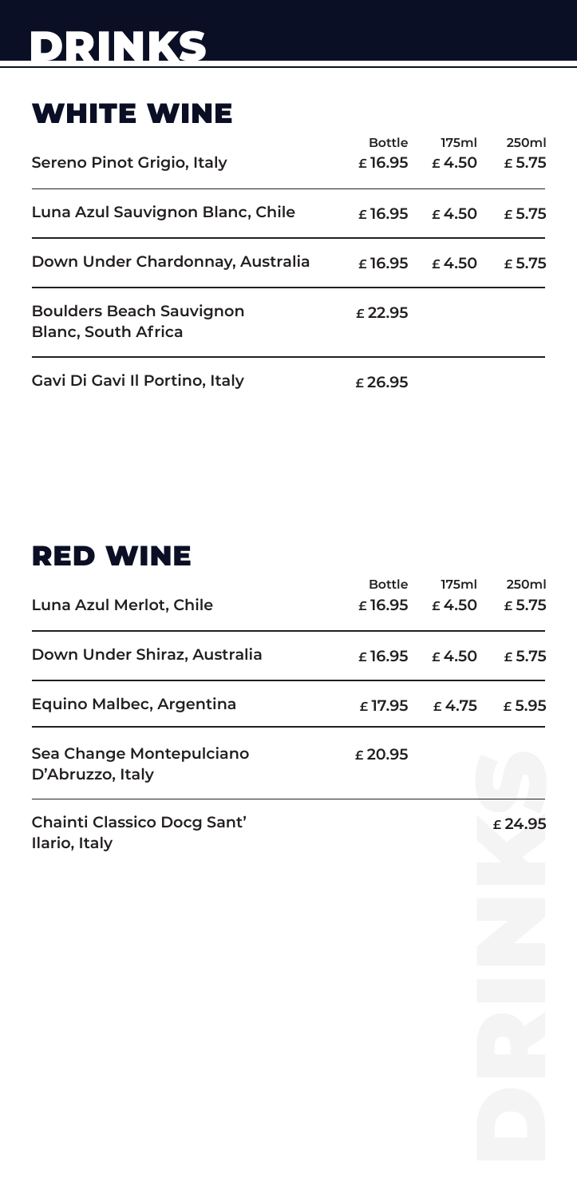# DRINKS

## WHITE WINE

| | Bottle | 175ml | 250ml |
|---|---|---|---|
| Sereno Pinot Grigio, Italy | £16.95 | £4.50 | £5.75 |
| Luna Azul Sauvignon Blanc, Chile | £16.95 | £4.50 | £5.75 |
| Down Under Chardonnay, Australia | £16.95 | £4.50 | £5.75 |
| Boulders Beach Sauvignon Blanc, South Africa | £22.95 | | |
| Gavi Di Gavi Il Portino, Italy | £26.95 | | |

## RED WINE

| | Bottle | 175ml | 250ml |
|---|---|---|---|
| Luna Azul Merlot, Chile | £16.95 | £4.50 | £5.75 |
| Down Under Shiraz, Australia | £16.95 | £4.50 | £5.75 |
| Equino Malbec, Argentina | £17.95 | £4.75 | £5.95 |
| Sea Change Montepulciano D'Abruzzo, Italy | £20.95 | | |
| Chainti Classico Docg Sant' Ilario, Italy | | | £24.95 |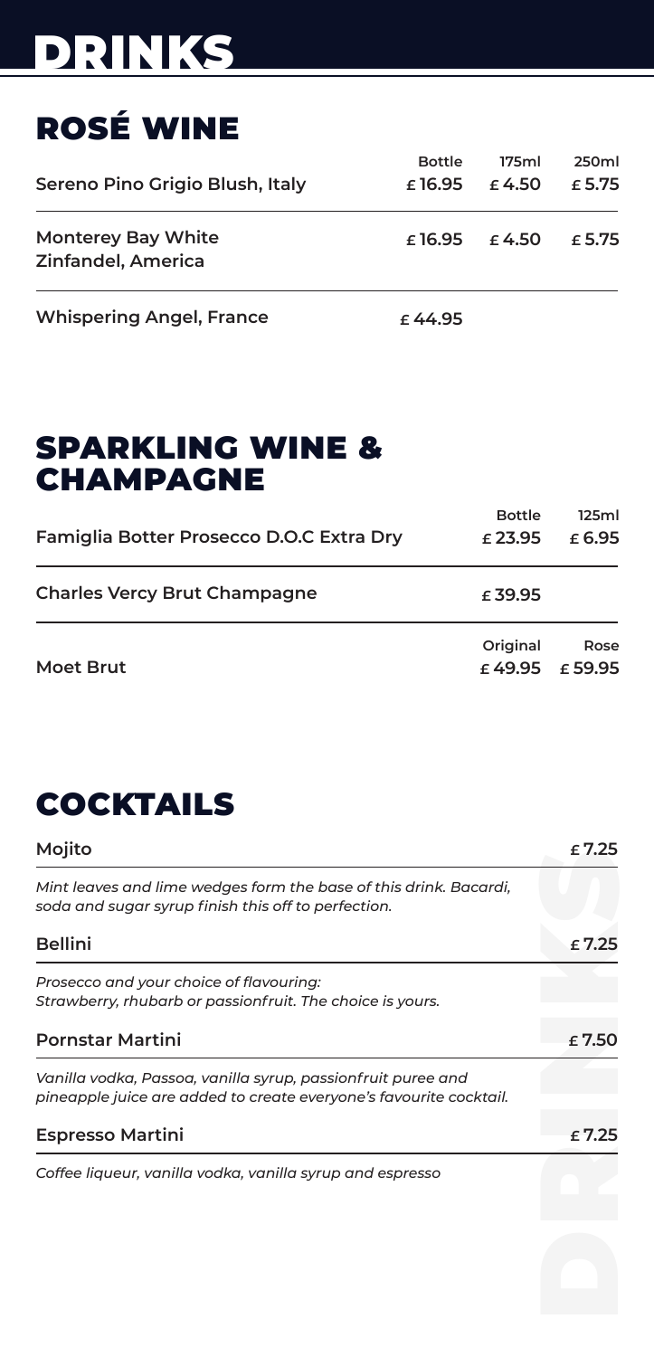# DRINKS

## ROSÉ WINE

| | Bottle | 175ml | 250ml |
|---|---|---|---|
| **Sereno Pino Grigio Blush, Italy** | £16.95 | £4.50 | £5.75 |
| **Monterey Bay White Zinfandel, America** | £16.95 | £4.50 | £5.75 |
| **Whispering Angel, France** | £44.95 | | |

## SPARKLING WINE & CHAMPAGNE

| | Bottle | 125ml |
|---|---|---|
| **Famiglia Botter Prosecco D.O.C Extra Dry** | £23.95 | £6.95 |
| **Charles Vercy Brut Champagne** | £39.95 | |
| | **Original** | **Rose** |
| **Moet Brut** | £49.95 | £59.95 |

## COCKTAILS

**Mojito** £7.25

*Mint leaves and lime wedges form the base of this drink. Bacardi, soda and sugar syrup finish this off to perfection.*

**Bellini** £7.25

*Prosecco and your choice of flavouring: Strawberry, rhubarb or passionfruit. The choice is yours.*

**Pornstar Martini** £7.50

*Vanilla vodka, Passoa, vanilla syrup, passionfruit puree and pineapple juice are added to create everyone's favourite cocktail.*

**Espresso Martini** £7.25

*Coffee liqueur, vanilla vodka, vanilla syrup and espresso*